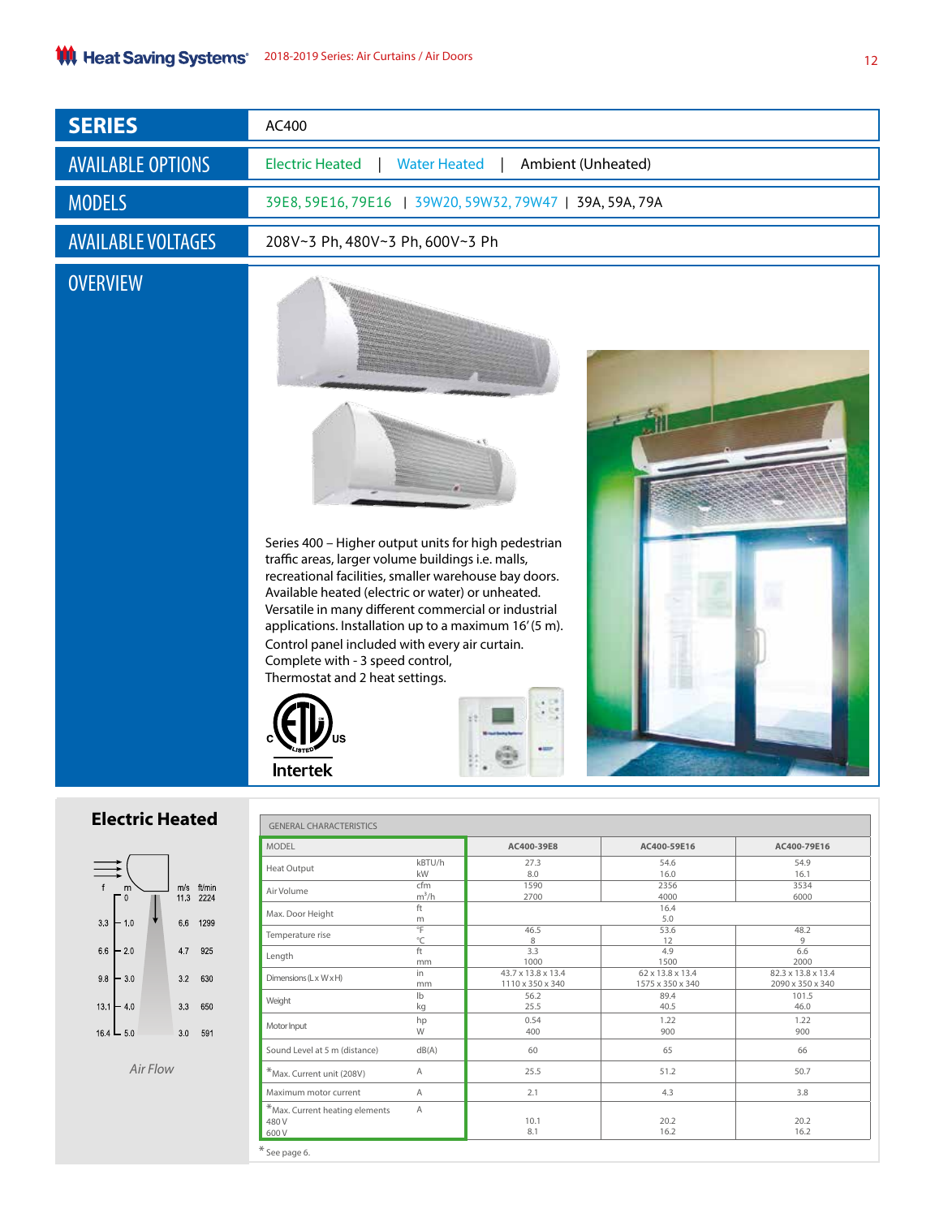| SERIES | AC400 |
|---|---|
| AVAILABLE OPTIONS | Electric Heated \| Water Heated \| Ambient (Unheated) |
| MODELS | 39E8, 59E16, 79E16 \| 39W20, 59W32, 79W47 \| 39A, 59A, 79A |
| AVAILABLE VOLTAGES | 208V~3 Ph, 480V~3 Ph, 600V~3 Ph |

## OVERVIEW

Series 400 – Higher output units for high pedestrian traffic areas, larger volume buildings i.e. malls, recreational facilities, smaller warehouse bay doors. Available heated (electric or water) or unheated. Versatile in many different commercial or industrial applications. Installation up to a maximum 16′ (5 m). Control panel included with every air curtain. Complete with - 3 speed control, Thermostat and 2 heat settings.

c ETL LISTED us
Intertek

## Electric Heated

| f | m | m/s | ft/min |
|---|---|---|---|
| | 0 | 11.3 | 2224 |
| 3.3 | 1.0 | 6.6 | 1299 |
| 6.6 | 2.0 | 4.7 | 925 |
| 9.8 | 3.0 | 3.2 | 630 |
| 13.1 | 4.0 | 3.3 | 650 |
| 16.4 | 5.0 | 3.0 | 591 |

*Air Flow*

GENERAL CHARACTERISTICS

| MODEL | | AC400-39E8 | AC400-59E16 | AC400-79E16 |
|---|---|---|---|---|
| Heat Output | kBTU/h | 27.3 | 54.6 | 54.9 |
| | kW | 8.0 | 16.0 | 16.1 |
| Air Volume | cfm | 1590 | 2356 | 3534 |
| | $m^3/h$ | 2700 | 4000 | 6000 |
| Max. Door Height | ft | | 16.4 | |
| | m | | 5.0 | |
| Temperature rise | °F | 46.5 | 53.6 | 48.2 |
| | °C | 8 | 12 | 9 |
| Length | ft | 3.3 | 4.9 | 6.6 |
| | mm | 1000 | 1500 | 2000 |
| Dimensions (L x W x H) | in | 43.7 x 13.8 x 13.4 | 62 x 13.8 x 13.4 | 82.3 x 13.8 x 13.4 |
| | mm | 1110 x 350 x 340 | 1575 x 350 x 340 | 2090 x 350 x 340 |
| Weight | lb | 56.2 | 89.4 | 101.5 |
| | kg | 25.5 | 40.5 | 46.0 |
| Motor Input | hp | 0.54 | 1.22 | 1.22 |
| | W | 400 | 900 | 900 |
| Sound Level at 5 m (distance) | dB(A) | 60 | 65 | 66 |
| *Max. Current unit (208V) | A | 25.5 | 51.2 | 50.7 |
| Maximum motor current | A | 2.1 | 4.3 | 3.8 |
| *Max. Current heating elements | A | | | |
| 480 V | | 10.1 | 20.2 | 20.2 |
| 600 V | | 8.1 | 16.2 | 16.2 |

* See page 6.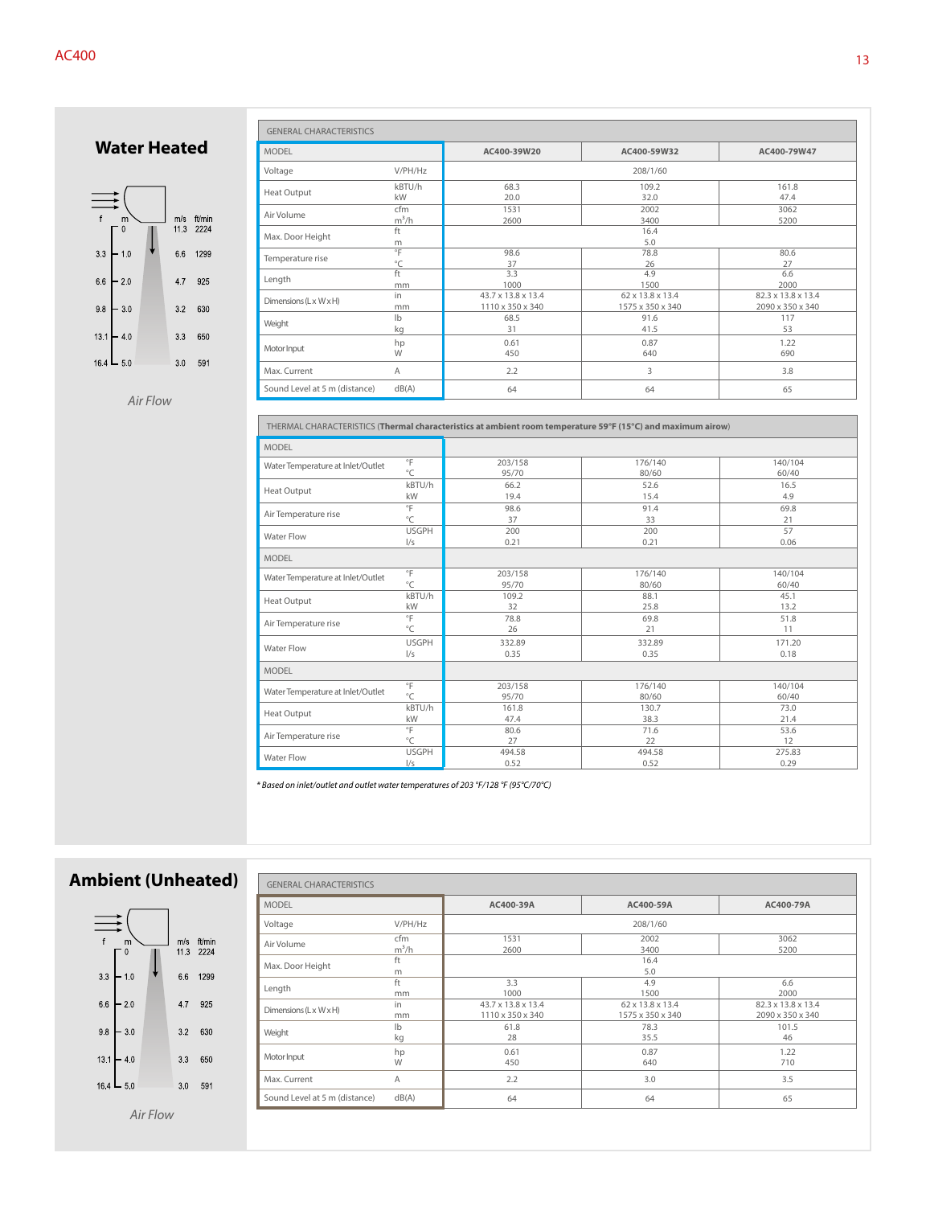## Water Heated

f m m/s ft/min
0 11.3 2224
3.3 1.0 6.6 1299
6.6 2.0 4.7 925
9.8 3.0 3.2 630
13.1 4.0 3.3 650
16.4 5.0 3.0 591

*Air Flow*

| GENERAL CHARACTERISTICS | | | | |
|---|---|---|---|---|
| MODEL | | AC400-39W20 | AC400-59W32 | AC400-79W47 |
| Voltage | V/PH/Hz | 208/1/60 | | |
| Heat Output | kBTU/h<br>kW | 68.3<br>20.0 | 109.2<br>32.0 | 161.8<br>47.4 |
| Air Volume | cfm<br>$m^3$/h | 1531<br>2600 | 2002<br>3400 | 3062<br>5200 |
| Max. Door Height | ft<br>m | | 16.4<br>5.0 | |
| Temperature rise | °F<br>°C | 98.6<br>37 | 78.8<br>26 | 80.6<br>27 |
| Length | ft<br>mm | 3.3<br>1000 | 4.9<br>1500 | 6.6<br>2000 |
| Dimensions (L x W x H) | in<br>mm | 43.7 x 13.8 x 13.4<br>1110 x 350 x 340 | 62 x 13.8 x 13.4<br>1575 x 350 x 340 | 82.3 x 13.8 x 13.4<br>2090 x 350 x 340 |
| Weight | lb<br>kg | 68.5<br>31 | 91.6<br>41.5 | 117<br>53 |
| Motor Input | hp<br>W | 0.61<br>450 | 0.87<br>640 | 1.22<br>690 |
| Max. Current | A | 2.2 | 3 | 3.8 |
| Sound Level at 5 m (distance) | dB(A) | 64 | 64 | 65 |

| THERMAL CHARACTERISTICS (**Thermal characteristics at ambient room temperature 59°F (15°C) and maximum airow**) | | | | |
|---|---|---|---|---|
| MODEL | | | | |
| Water Temperature at Inlet/Outlet | °F<br>°C | 203/158<br>95/70 | 176/140<br>80/60 | 140/104<br>60/40 |
| Heat Output | kBTU/h<br>kW | 66.2<br>19.4 | 52.6<br>15.4 | 16.5<br>4.9 |
| Air Temperature rise | °F<br>°C | 98.6<br>37 | 91.4<br>33 | 69.8<br>21 |
| Water Flow | USGPH<br>l/s | 200<br>0.21 | 200<br>0.21 | 57<br>0.06 |
| MODEL | | | | |
| Water Temperature at Inlet/Outlet | °F<br>°C | 203/158<br>95/70 | 176/140<br>80/60 | 140/104<br>60/40 |
| Heat Output | kBTU/h<br>kW | 109.2<br>32 | 88.1<br>25.8 | 45.1<br>13.2 |
| Air Temperature rise | °F<br>°C | 78.8<br>26 | 69.8<br>21 | 51.8<br>11 |
| Water Flow | USGPH<br>l/s | 332.89<br>0.35 | 332.89<br>0.35 | 171.20<br>0.18 |
| MODEL | | | | |
| Water Temperature at Inlet/Outlet | °F<br>°C | 203/158<br>95/70 | 176/140<br>80/60 | 140/104<br>60/40 |
| Heat Output | kBTU/h<br>kW | 161.8<br>47.4 | 130.7<br>38.3 | 73.0<br>21.4 |
| Air Temperature rise | °F<br>°C | 80.6<br>27 | 71.6<br>22 | 53.6<br>12 |
| Water Flow | USGPH<br>l/s | 494.58<br>0.52 | 494.58<br>0.52 | 275.83<br>0.29 |

*\* Based on inlet/outlet and outlet water temperatures of 203 °F/128 °F (95°C/70°C)*

## Ambient (Unheated)

f m m/s ft/min
0 11.3 2224
3.3 1.0 6.6 1299
6.6 2.0 4.7 925
9.8 3.0 3.2 630
13.1 4.0 3.3 650
16.4 5.0 3.0 591

*Air Flow*

| GENERAL CHARACTERISTICS | | | | |
|---|---|---|---|---|
| MODEL | | AC400-39A | AC400-59A | AC400-79A |
| Voltage | V/PH/Hz | 208/1/60 | | |
| Air Volume | cfm<br>$m^3$/h | 1531<br>2600 | 2002<br>3400 | 3062<br>5200 |
| Max. Door Height | ft<br>m | | 16.4<br>5.0 | |
| Length | ft<br>mm | 3.3<br>1000 | 4.9<br>1500 | 6.6<br>2000 |
| Dimensions (L x W x H) | in<br>mm | 43.7 x 13.8 x 13.4<br>1110 x 350 x 340 | 62 x 13.8 x 13.4<br>1575 x 350 x 340 | 82.3 x 13.8 x 13.4<br>2090 x 350 x 340 |
| Weight | lb<br>kg | 61.8<br>28 | 78.3<br>35.5 | 101.5<br>46 |
| Motor Input | hp<br>W | 0.61<br>450 | 0.87<br>640 | 1.22<br>710 |
| Max. Current | A | 2.2 | 3.0 | 3.5 |
| Sound Level at 5 m (distance) | dB(A) | 64 | 64 | 65 |